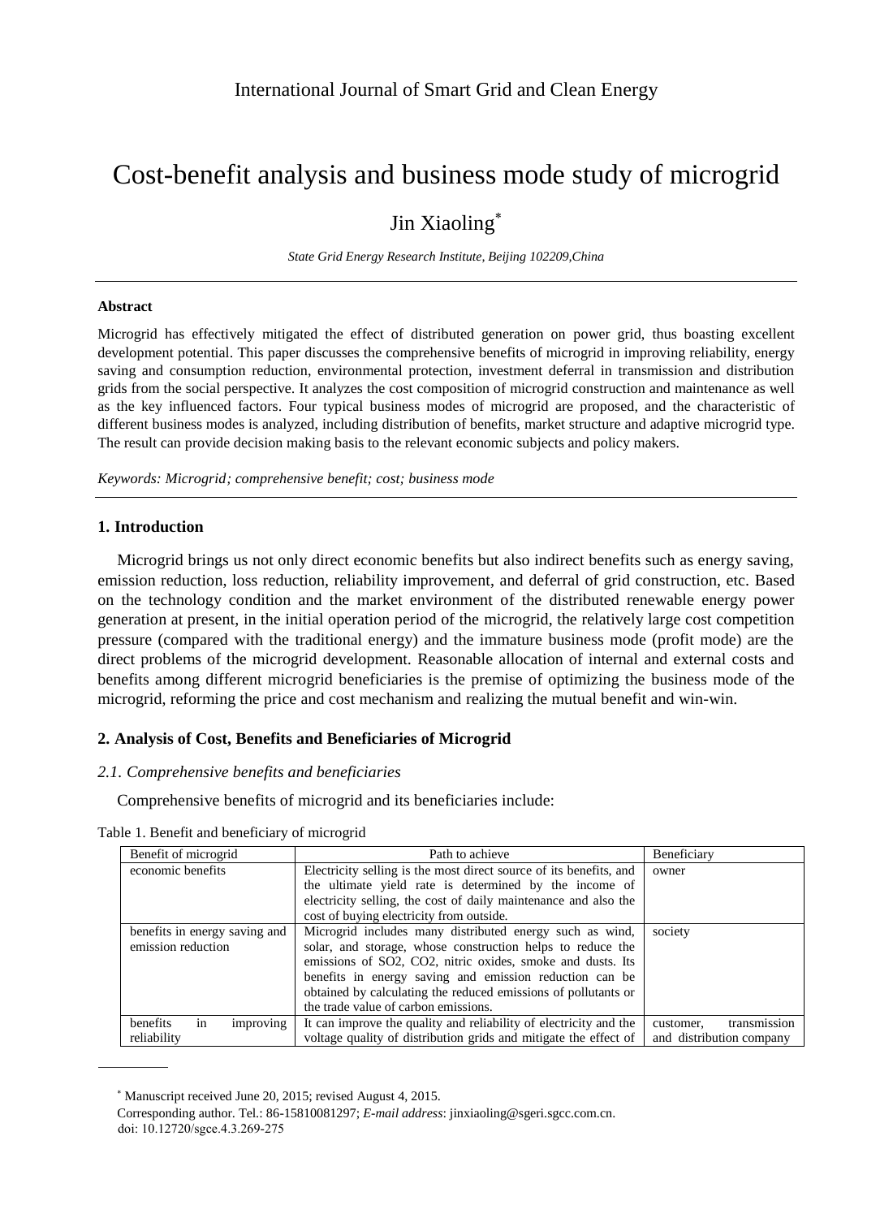# Cost-benefit analysis and business mode study of microgrid

Jin Xiaoling*

*State Grid Energy Research Institute, Beijing 102209,China*

---

**Abstract**

Microgrid has effectively mitigated the effect of distributed generation on power grid, thus boasting excellent development potential. This paper discusses the comprehensive benefits of microgrid in improving reliability, energy saving and consumption reduction, environmental protection, investment deferral in transmission and distribution grids from the social perspective. It analyzes the cost composition of microgrid construction and maintenance as well as the key influenced factors. Four typical business modes of microgrid are proposed, and the characteristic of different business modes is analyzed, including distribution of benefits, market structure and adaptive microgrid type. The result can provide decision making basis to the relevant economic subjects and policy makers.

*Keywords: Microgrid; comprehensive benefit; cost; business mode*

---

## 1. Introduction

Microgrid brings us not only direct economic benefits but also indirect benefits such as energy saving, emission reduction, loss reduction, reliability improvement, and deferral of grid construction, etc. Based on the technology condition and the market environment of the distributed renewable energy power generation at present, in the initial operation period of the microgrid, the relatively large cost competition pressure (compared with the traditional energy) and the immature business mode (profit mode) are the direct problems of the microgrid development. Reasonable allocation of internal and external costs and benefits among different microgrid beneficiaries is the premise of optimizing the business mode of the microgrid, reforming the price and cost mechanism and realizing the mutual benefit and win-win.

## 2. Analysis of Cost, Benefits and Beneficiaries of Microgrid

### *2.1. Comprehensive benefits and beneficiaries*

Comprehensive benefits of microgrid and its beneficiaries include:

Table 1. Benefit and beneficiary of microgrid

| Benefit of microgrid | Path to achieve | Beneficiary |
|---|---|---|
| economic benefits | Electricity selling is the most direct source of its benefits, and the ultimate yield rate is determined by the income of electricity selling, the cost of daily maintenance and also the cost of buying electricity from outside. | owner |
| benefits in energy saving and emission reduction | Microgrid includes many distributed energy such as wind, solar, and storage, whose construction helps to reduce the emissions of SO2, CO2, nitric oxides, smoke and dusts. Its benefits in energy saving and emission reduction can be obtained by calculating the reduced emissions of pollutants or the trade value of carbon emissions. | society |
| benefits in improving reliability | It can improve the quality and reliability of electricity and the voltage quality of distribution grids and mitigate the effect of | customer, transmission and distribution company |

---

* Manuscript received June 20, 2015; revised August 4, 2015.

Corresponding author. Tel.: 86-15810081297; *E-mail address*: jinxiaoling@sgeri.sgcc.com.cn.

doi: 10.12720/sgce.4.3.269-275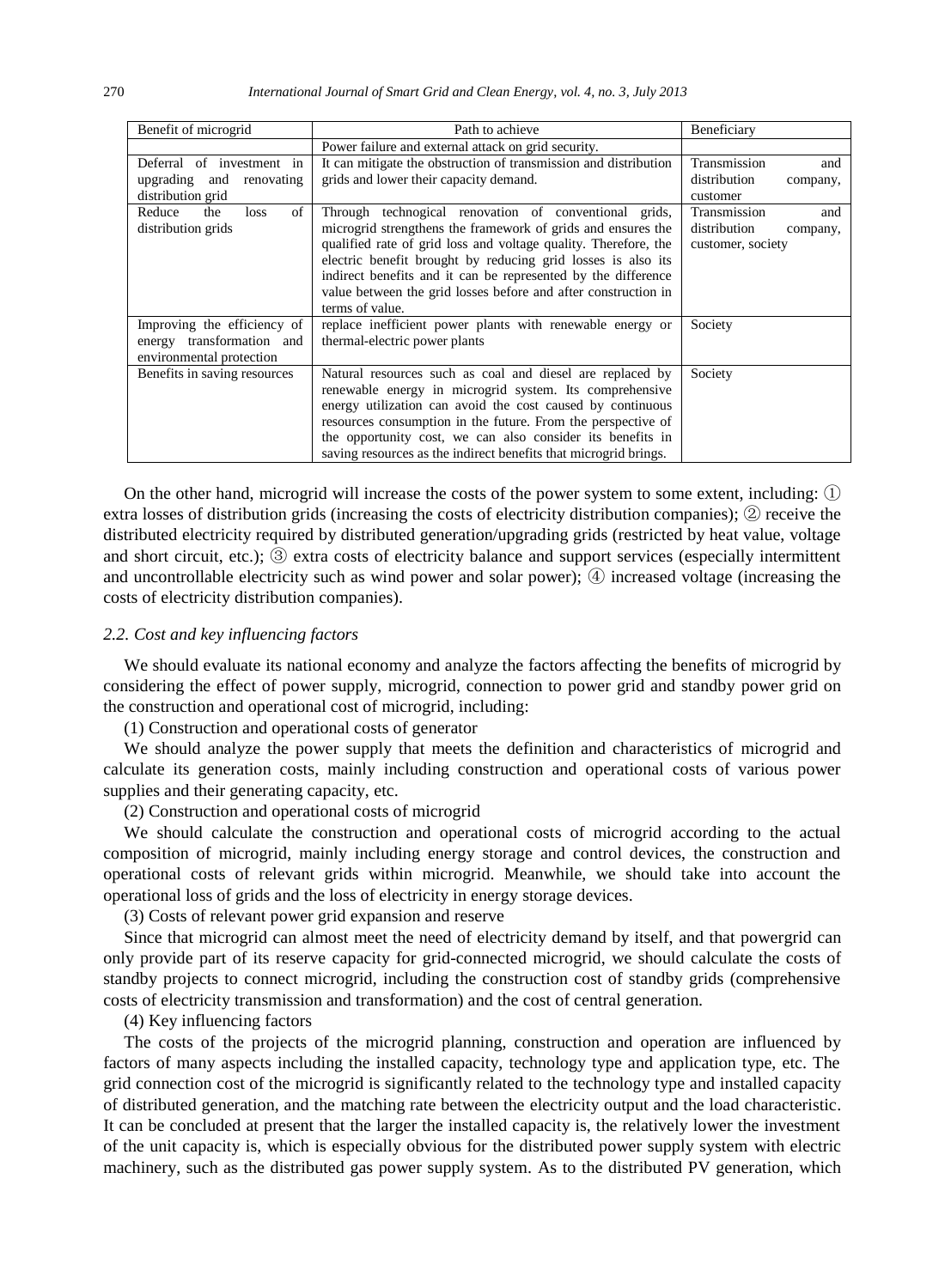| Benefit of microgrid | Path to achieve | Beneficiary |
|---|---|---|
| | Power failure and external attack on grid security. | |
| Deferral of investment in upgrading and renovating distribution grid | It can mitigate the obstruction of transmission and distribution grids and lower their capacity demand. | Transmission and distribution company, customer |
| Reduce the loss of distribution grids | Through technogical renovation of conventional grids, microgrid strengthens the framework of grids and ensures the qualified rate of grid loss and voltage quality. Therefore, the electric benefit brought by reducing grid losses is also its indirect benefits and it can be represented by the difference value between the grid losses before and after construction in terms of value. | Transmission and distribution company, customer, society |
| Improving the efficiency of energy transformation and environmental protection | replace inefficient power plants with renewable energy or thermal-electric power plants | Society |
| Benefits in saving resources | Natural resources such as coal and diesel are replaced by renewable energy in microgrid system. Its comprehensive energy utilization can avoid the cost caused by continuous resources consumption in the future. From the perspective of the opportunity cost, we can also consider its benefits in saving resources as the indirect benefits that microgrid brings. | Society |

On the other hand, microgrid will increase the costs of the power system to some extent, including: ① extra losses of distribution grids (increasing the costs of electricity distribution companies); ② receive the distributed electricity required by distributed generation/upgrading grids (restricted by heat value, voltage and short circuit, etc.); ③ extra costs of electricity balance and support services (especially intermittent and uncontrollable electricity such as wind power and solar power); ④ increased voltage (increasing the costs of electricity distribution companies).

### *2.2. Cost and key influencing factors*

We should evaluate its national economy and analyze the factors affecting the benefits of microgrid by considering the effect of power supply, microgrid, connection to power grid and standby power grid on the construction and operational cost of microgrid, including:

(1) Construction and operational costs of generator

We should analyze the power supply that meets the definition and characteristics of microgrid and calculate its generation costs, mainly including construction and operational costs of various power supplies and their generating capacity, etc.

(2) Construction and operational costs of microgrid

We should calculate the construction and operational costs of microgrid according to the actual composition of microgrid, mainly including energy storage and control devices, the construction and operational costs of relevant grids within microgrid. Meanwhile, we should take into account the operational loss of grids and the loss of electricity in energy storage devices.

(3) Costs of relevant power grid expansion and reserve

Since that microgrid can almost meet the need of electricity demand by itself, and that powergrid can only provide part of its reserve capacity for grid-connected microgrid, we should calculate the costs of standby projects to connect microgrid, including the construction cost of standby grids (comprehensive costs of electricity transmission and transformation) and the cost of central generation.

(4) Key influencing factors

The costs of the projects of the microgrid planning, construction and operation are influenced by factors of many aspects including the installed capacity, technology type and application type, etc. The grid connection cost of the microgrid is significantly related to the technology type and installed capacity of distributed generation, and the matching rate between the electricity output and the load characteristic. It can be concluded at present that the larger the installed capacity is, the relatively lower the investment of the unit capacity is, which is especially obvious for the distributed power supply system with electric machinery, such as the distributed gas power supply system. As to the distributed PV generation, which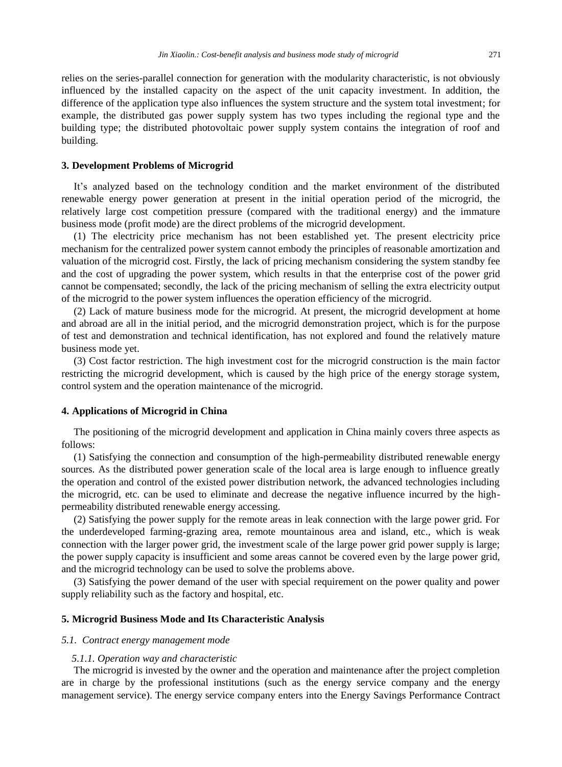relies on the series-parallel connection for generation with the modularity characteristic, is not obviously influenced by the installed capacity on the aspect of the unit capacity investment. In addition, the difference of the application type also influences the system structure and the system total investment; for example, the distributed gas power supply system has two types including the regional type and the building type; the distributed photovoltaic power supply system contains the integration of roof and building.

## 3. Development Problems of Microgrid

It's analyzed based on the technology condition and the market environment of the distributed renewable energy power generation at present in the initial operation period of the microgrid, the relatively large cost competition pressure (compared with the traditional energy) and the immature business mode (profit mode) are the direct problems of the microgrid development.

(1) The electricity price mechanism has not been established yet. The present electricity price mechanism for the centralized power system cannot embody the principles of reasonable amortization and valuation of the microgrid cost. Firstly, the lack of pricing mechanism considering the system standby fee and the cost of upgrading the power system, which results in that the enterprise cost of the power grid cannot be compensated; secondly, the lack of the pricing mechanism of selling the extra electricity output of the microgrid to the power system influences the operation efficiency of the microgrid.

(2) Lack of mature business mode for the microgrid. At present, the microgrid development at home and abroad are all in the initial period, and the microgrid demonstration project, which is for the purpose of test and demonstration and technical identification, has not explored and found the relatively mature business mode yet.

(3) Cost factor restriction. The high investment cost for the microgrid construction is the main factor restricting the microgrid development, which is caused by the high price of the energy storage system, control system and the operation maintenance of the microgrid.

## 4. Applications of Microgrid in China

The positioning of the microgrid development and application in China mainly covers three aspects as follows:

(1) Satisfying the connection and consumption of the high-permeability distributed renewable energy sources. As the distributed power generation scale of the local area is large enough to influence greatly the operation and control of the existed power distribution network, the advanced technologies including the microgrid, etc. can be used to eliminate and decrease the negative influence incurred by the high-permeability distributed renewable energy accessing.

(2) Satisfying the power supply for the remote areas in leak connection with the large power grid. For the underdeveloped farming-grazing area, remote mountainous area and island, etc., which is weak connection with the larger power grid, the investment scale of the large power grid power supply is large; the power supply capacity is insufficient and some areas cannot be covered even by the large power grid, and the microgrid technology can be used to solve the problems above.

(3) Satisfying the power demand of the user with special requirement on the power quality and power supply reliability such as the factory and hospital, etc.

## 5. Microgrid Business Mode and Its Characteristic Analysis

### *5.1. Contract energy management mode*

#### *5.1.1. Operation way and characteristic*

The microgrid is invested by the owner and the operation and maintenance after the project completion are in charge by the professional institutions (such as the energy service company and the energy management service). The energy service company enters into the Energy Savings Performance Contract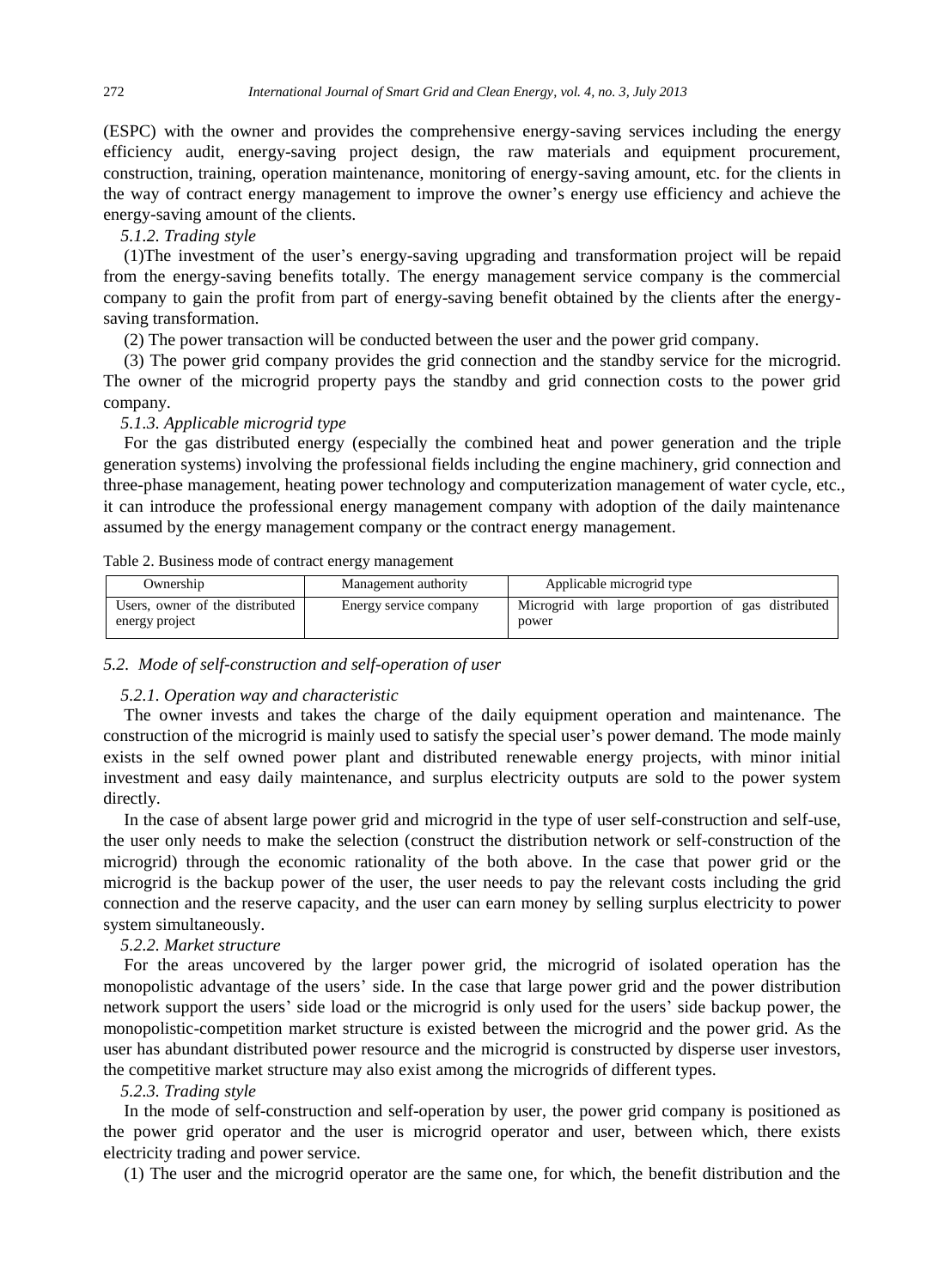(ESPC) with the owner and provides the comprehensive energy-saving services including the energy efficiency audit, energy-saving project design, the raw materials and equipment procurement, construction, training, operation maintenance, monitoring of energy-saving amount, etc. for the clients in the way of contract energy management to improve the owner's energy use efficiency and achieve the energy-saving amount of the clients.

#### *5.1.2. Trading style*

(1)The investment of the user's energy-saving upgrading and transformation project will be repaid from the energy-saving benefits totally. The energy management service company is the commercial company to gain the profit from part of energy-saving benefit obtained by the clients after the energy-saving transformation.

(2) The power transaction will be conducted between the user and the power grid company.

(3) The power grid company provides the grid connection and the standby service for the microgrid. The owner of the microgrid property pays the standby and grid connection costs to the power grid company.

#### *5.1.3. Applicable microgrid type*

For the gas distributed energy (especially the combined heat and power generation and the triple generation systems) involving the professional fields including the engine machinery, grid connection and three-phase management, heating power technology and computerization management of water cycle, etc., it can introduce the professional energy management company with adoption of the daily maintenance assumed by the energy management company or the contract energy management.

Table 2. Business mode of contract energy management

| Ownership | Management authority | Applicable microgrid type |
|---|---|---|
| Users, owner of the distributed energy project | Energy service company | Microgrid with large proportion of gas distributed power |

### *5.2. Mode of self-construction and self-operation of user*

#### *5.2.1. Operation way and characteristic*

The owner invests and takes the charge of the daily equipment operation and maintenance. The construction of the microgrid is mainly used to satisfy the special user's power demand. The mode mainly exists in the self owned power plant and distributed renewable energy projects, with minor initial investment and easy daily maintenance, and surplus electricity outputs are sold to the power system directly.

In the case of absent large power grid and microgrid in the type of user self-construction and self-use, the user only needs to make the selection (construct the distribution network or self-construction of the microgrid) through the economic rationality of the both above. In the case that power grid or the microgrid is the backup power of the user, the user needs to pay the relevant costs including the grid connection and the reserve capacity, and the user can earn money by selling surplus electricity to power system simultaneously.

#### *5.2.2. Market structure*

For the areas uncovered by the larger power grid, the microgrid of isolated operation has the monopolistic advantage of the users' side. In the case that large power grid and the power distribution network support the users' side load or the microgrid is only used for the users' side backup power, the monopolistic-competition market structure is existed between the microgrid and the power grid. As the user has abundant distributed power resource and the microgrid is constructed by disperse user investors, the competitive market structure may also exist among the microgrids of different types.

#### *5.2.3. Trading style*

In the mode of self-construction and self-operation by user, the power grid company is positioned as the power grid operator and the user is microgrid operator and user, between which, there exists electricity trading and power service.

(1) The user and the microgrid operator are the same one, for which, the benefit distribution and the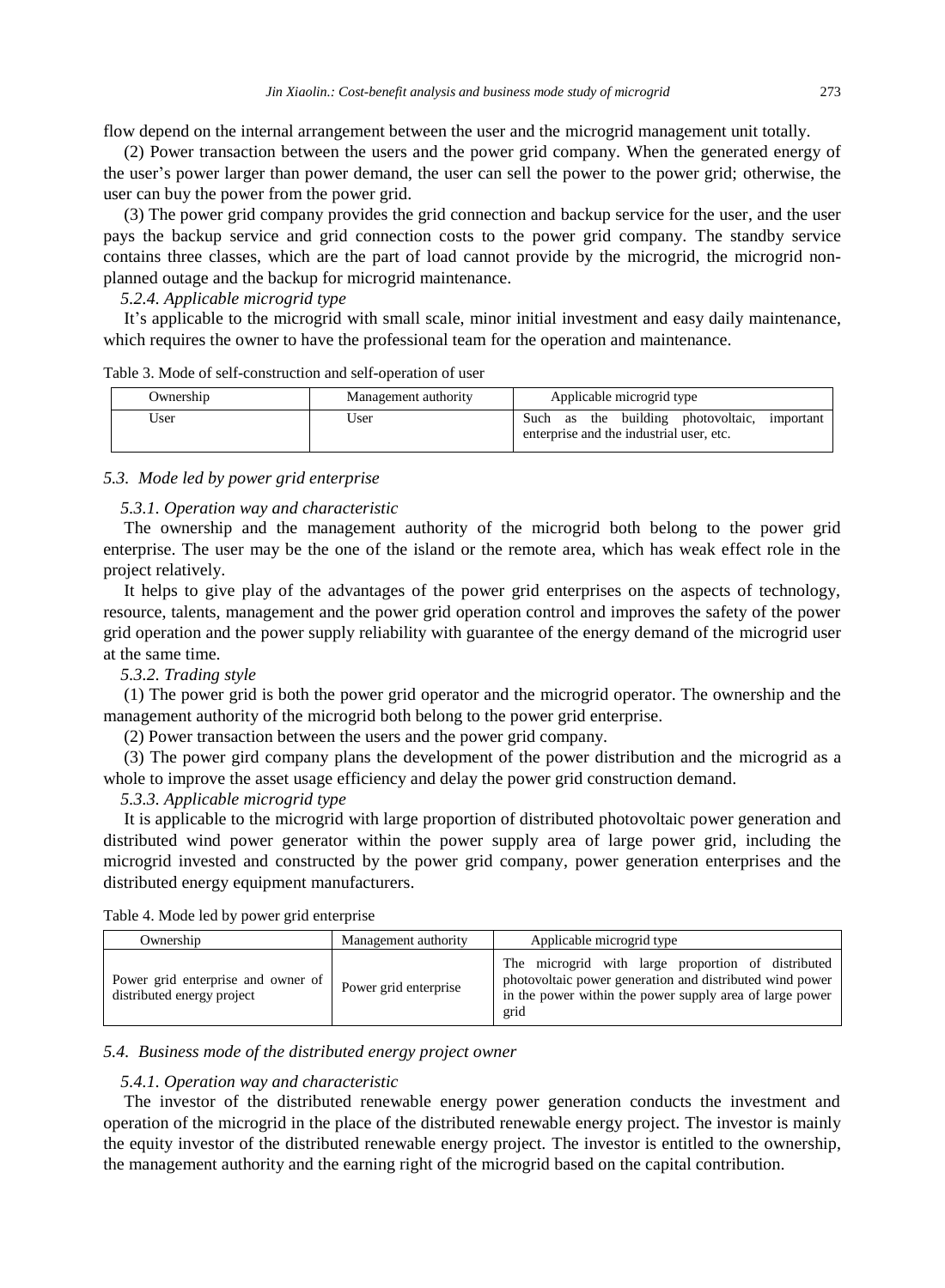flow depend on the internal arrangement between the user and the microgrid management unit totally.

(2) Power transaction between the users and the power grid company. When the generated energy of the user's power larger than power demand, the user can sell the power to the power grid; otherwise, the user can buy the power from the power grid.

(3) The power grid company provides the grid connection and backup service for the user, and the user pays the backup service and grid connection costs to the power grid company. The standby service contains three classes, which are the part of load cannot provide by the microgrid, the microgrid non-planned outage and the backup for microgrid maintenance.

#### *5.2.4. Applicable microgrid type*

It's applicable to the microgrid with small scale, minor initial investment and easy daily maintenance, which requires the owner to have the professional team for the operation and maintenance.

Table 3. Mode of self-construction and self-operation of user

| Ownership | Management authority | Applicable microgrid type |
|---|---|---|
| User | User | Such as the building photovoltaic, important enterprise and the industrial user, etc. |

### *5.3. Mode led by power grid enterprise*

#### *5.3.1. Operation way and characteristic*

The ownership and the management authority of the microgrid both belong to the power grid enterprise. The user may be the one of the island or the remote area, which has weak effect role in the project relatively.

It helps to give play of the advantages of the power grid enterprises on the aspects of technology, resource, talents, management and the power grid operation control and improves the safety of the power grid operation and the power supply reliability with guarantee of the energy demand of the microgrid user at the same time.

#### *5.3.2. Trading style*

(1) The power grid is both the power grid operator and the microgrid operator. The ownership and the management authority of the microgrid both belong to the power grid enterprise.

(2) Power transaction between the users and the power grid company.

(3) The power gird company plans the development of the power distribution and the microgrid as a whole to improve the asset usage efficiency and delay the power grid construction demand.

#### *5.3.3. Applicable microgrid type*

It is applicable to the microgrid with large proportion of distributed photovoltaic power generation and distributed wind power generator within the power supply area of large power grid, including the microgrid invested and constructed by the power grid company, power generation enterprises and the distributed energy equipment manufacturers.

Table 4. Mode led by power grid enterprise

| Ownership | Management authority | Applicable microgrid type |
|---|---|---|
| Power grid enterprise and owner of distributed energy project | Power grid enterprise | The microgrid with large proportion of distributed photovoltaic power generation and distributed wind power in the power within the power supply area of large power grid |

### *5.4. Business mode of the distributed energy project owner*

#### *5.4.1. Operation way and characteristic*

The investor of the distributed renewable energy power generation conducts the investment and operation of the microgrid in the place of the distributed renewable energy project. The investor is mainly the equity investor of the distributed renewable energy project. The investor is entitled to the ownership, the management authority and the earning right of the microgrid based on the capital contribution.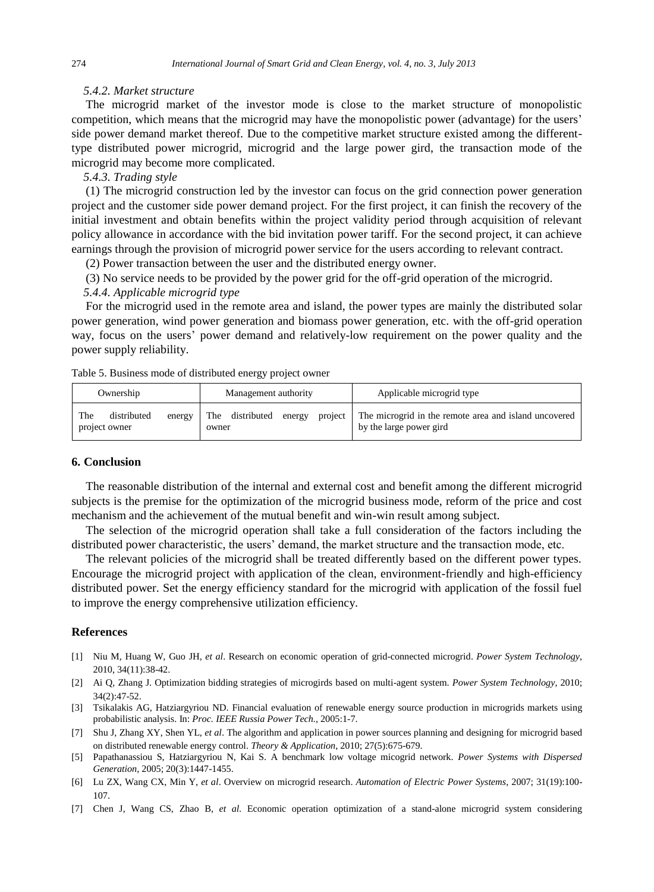*5.4.2. Market structure*

The microgrid market of the investor mode is close to the market structure of monopolistic competition, which means that the microgrid may have the monopolistic power (advantage) for the users' side power demand market thereof. Due to the competitive market structure existed among the different-type distributed power microgrid, microgrid and the large power gird, the transaction mode of the microgrid may become more complicated.

*5.4.3. Trading style*

(1) The microgrid construction led by the investor can focus on the grid connection power generation project and the customer side power demand project. For the first project, it can finish the recovery of the initial investment and obtain benefits within the project validity period through acquisition of relevant policy allowance in accordance with the bid invitation power tariff. For the second project, it can achieve earnings through the provision of microgrid power service for the users according to relevant contract.

(2) Power transaction between the user and the distributed energy owner.

(3) No service needs to be provided by the power grid for the off-grid operation of the microgrid.

*5.4.4. Applicable microgrid type*

For the microgrid used in the remote area and island, the power types are mainly the distributed solar power generation, wind power generation and biomass power generation, etc. with the off-grid operation way, focus on the users' power demand and relatively-low requirement on the power quality and the power supply reliability.

Table 5. Business mode of distributed energy project owner

| Ownership | Management authority | Applicable microgrid type |
|---|---|---|
| The distributed energy project owner | The distributed energy project owner | The microgrid in the remote area and island uncovered by the large power gird |

## 6. Conclusion

The reasonable distribution of the internal and external cost and benefit among the different microgrid subjects is the premise for the optimization of the microgrid business mode, reform of the price and cost mechanism and the achievement of the mutual benefit and win-win result among subject.

The selection of the microgrid operation shall take a full consideration of the factors including the distributed power characteristic, the users' demand, the market structure and the transaction mode, etc.

The relevant policies of the microgrid shall be treated differently based on the different power types. Encourage the microgrid project with application of the clean, environment-friendly and high-efficiency distributed power. Set the energy efficiency standard for the microgrid with application of the fossil fuel to improve the energy comprehensive utilization efficiency.

## References

[1] Niu M, Huang W, Guo JH, *et al*. Research on economic operation of grid-connected microgrid. *Power System Technology*, 2010, 34(11):38-42.

[2] Ai Q, Zhang J. Optimization bidding strategies of microgirds based on multi-agent system. *Power System Technology*, 2010; 34(2):47-52.

[3] Tsikalakis AG, Hatziargyriou ND. Financial evaluation of renewable energy source production in microgrids markets using probabilistic analysis. In: *Proc. IEEE Russia Power Tech.*, 2005:1-7.

[7] Shu J, Zhang XY, Shen YL, *et al*. The algorithm and application in power sources planning and designing for microgrid based on distributed renewable energy control. *Theory & Application*, 2010; 27(5):675-679.

[5] Papathanassiou S, Hatziargyriou N, Kai S. A benchmark low voltage micogrid network. *Power Systems with Dispersed Generation*, 2005; 20(3):1447-1455.

[6] Lu ZX, Wang CX, Min Y, *et al*. Overview on microgrid research. *Automation of Electric Power Systems*, 2007; 31(19):100-107.

[7] Chen J, Wang CS, Zhao B, *et al.* Economic operation optimization of a stand-alone microgrid system considering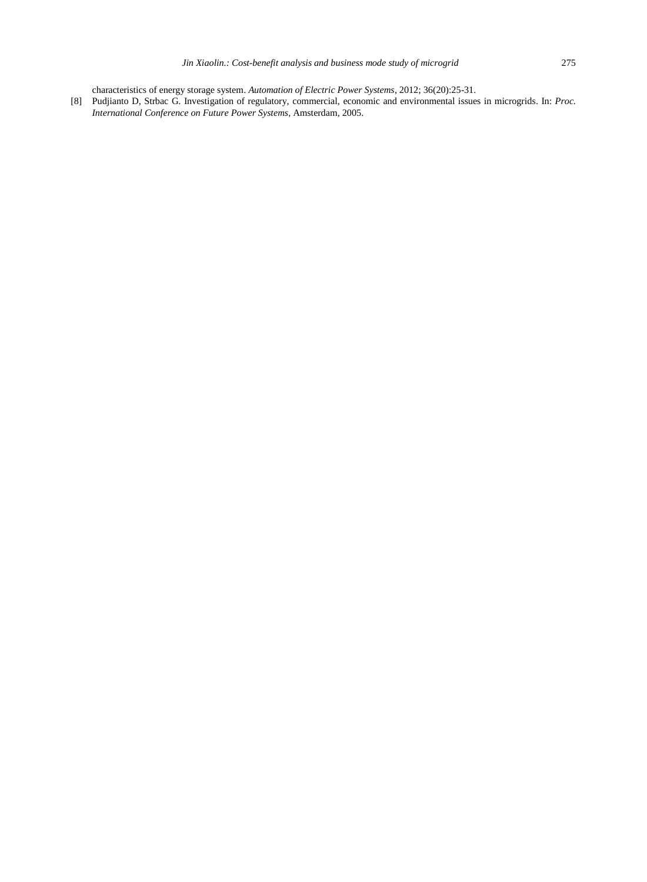characteristics of energy storage system. *Automation of Electric Power Systems*, 2012; 36(20):25-31.

[8] Pudjianto D, Strbac G. Investigation of regulatory, commercial, economic and environmental issues in microgrids. In: *Proc. International Conference on Future Power Systems*, Amsterdam, 2005.